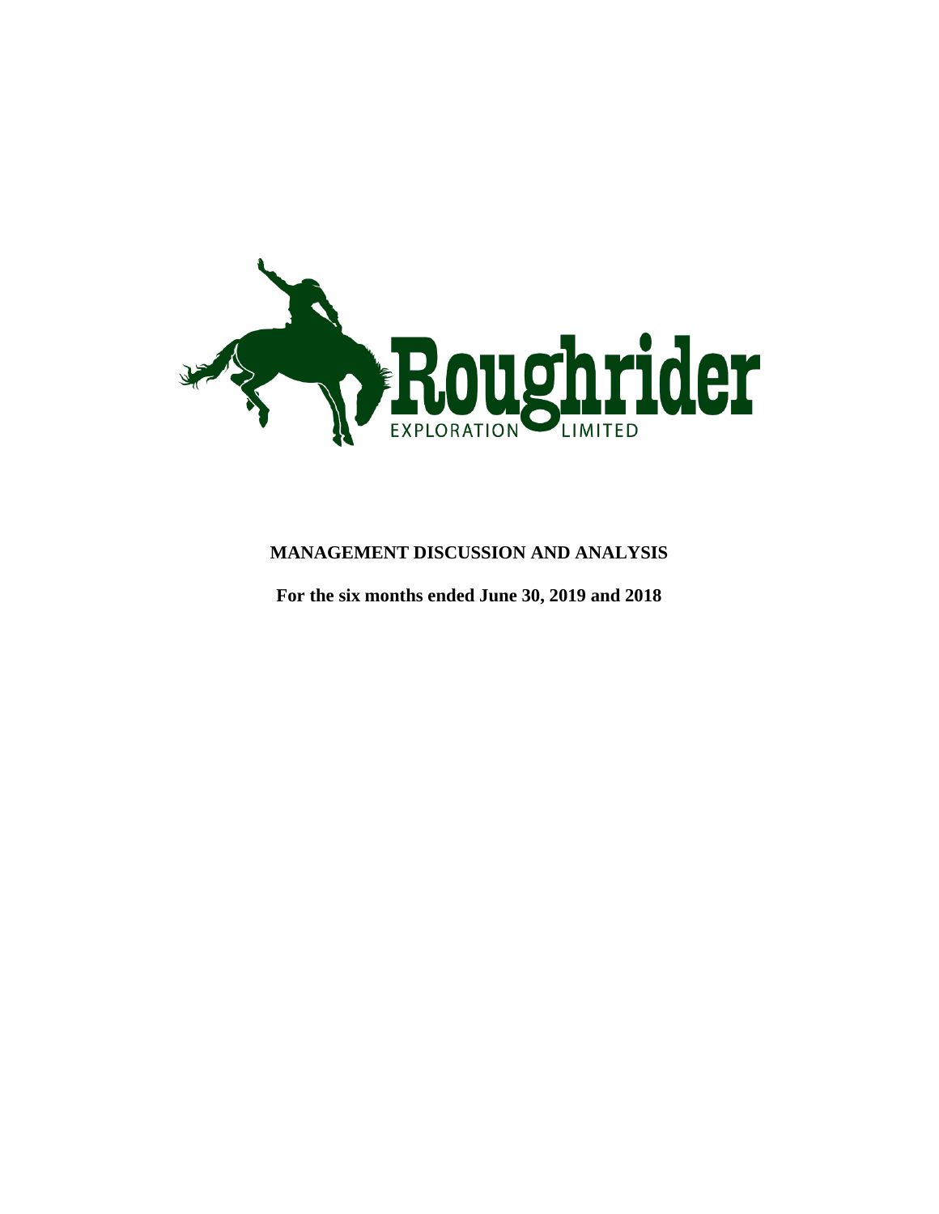Roughrider

EXPLORATION LIMITED

# MANAGEMENT DISCUSSION AND ANALYSIS

**For the six months ended June 30, 2019 and 2018**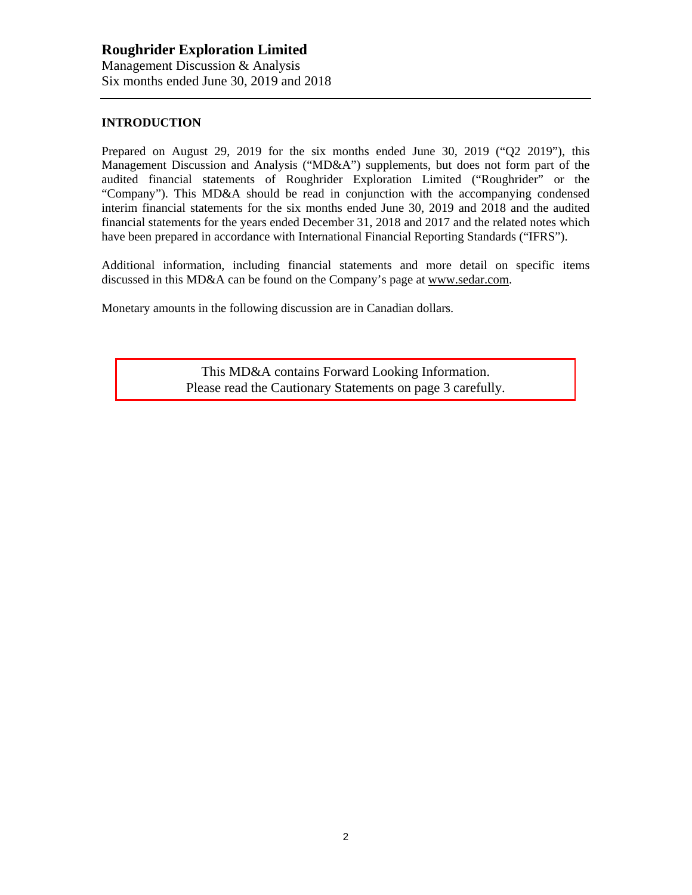# Roughrider Exploration Limited

Management Discussion & Analysis
Six months ended June 30, 2019 and 2018

## INTRODUCTION

Prepared on August 29, 2019 for the six months ended June 30, 2019 ("Q2 2019"), this Management Discussion and Analysis ("MD&A") supplements, but does not form part of the audited financial statements of Roughrider Exploration Limited ("Roughrider" or the "Company"). This MD&A should be read in conjunction with the accompanying condensed interim financial statements for the six months ended June 30, 2019 and 2018 and the audited financial statements for the years ended December 31, 2018 and 2017 and the related notes which have been prepared in accordance with International Financial Reporting Standards ("IFRS").

Additional information, including financial statements and more detail on specific items discussed in this MD&A can be found on the Company's page at www.sedar.com.

Monetary amounts in the following discussion are in Canadian dollars.

This MD&A contains Forward Looking Information.
Please read the Cautionary Statements on page 3 carefully.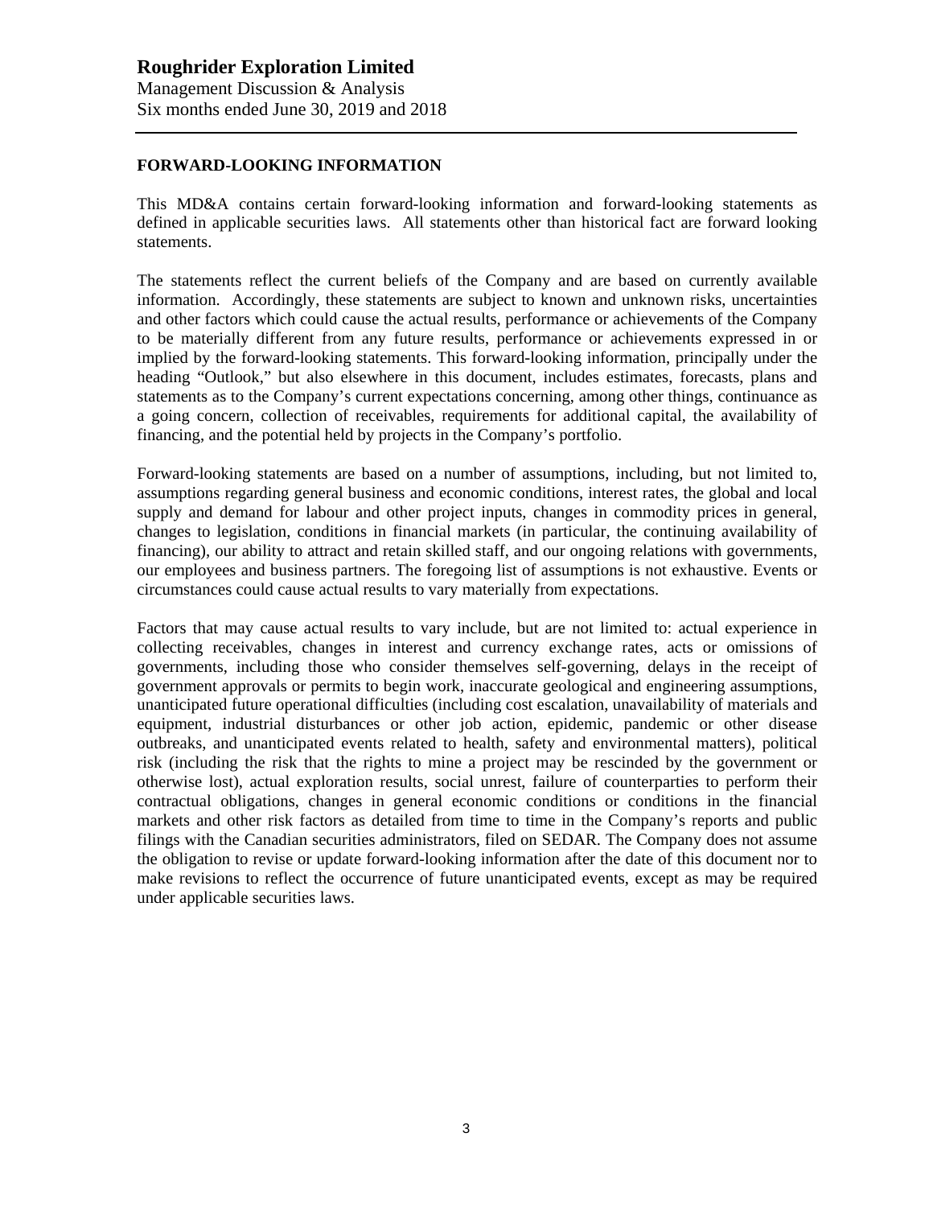## FORWARD-LOOKING INFORMATION

This MD&A contains certain forward-looking information and forward-looking statements as defined in applicable securities laws. All statements other than historical fact are forward looking statements.

The statements reflect the current beliefs of the Company and are based on currently available information. Accordingly, these statements are subject to known and unknown risks, uncertainties and other factors which could cause the actual results, performance or achievements of the Company to be materially different from any future results, performance or achievements expressed in or implied by the forward-looking statements. This forward-looking information, principally under the heading "Outlook," but also elsewhere in this document, includes estimates, forecasts, plans and statements as to the Company's current expectations concerning, among other things, continuance as a going concern, collection of receivables, requirements for additional capital, the availability of financing, and the potential held by projects in the Company's portfolio.

Forward-looking statements are based on a number of assumptions, including, but not limited to, assumptions regarding general business and economic conditions, interest rates, the global and local supply and demand for labour and other project inputs, changes in commodity prices in general, changes to legislation, conditions in financial markets (in particular, the continuing availability of financing), our ability to attract and retain skilled staff, and our ongoing relations with governments, our employees and business partners. The foregoing list of assumptions is not exhaustive. Events or circumstances could cause actual results to vary materially from expectations.

Factors that may cause actual results to vary include, but are not limited to: actual experience in collecting receivables, changes in interest and currency exchange rates, acts or omissions of governments, including those who consider themselves self-governing, delays in the receipt of government approvals or permits to begin work, inaccurate geological and engineering assumptions, unanticipated future operational difficulties (including cost escalation, unavailability of materials and equipment, industrial disturbances or other job action, epidemic, pandemic or other disease outbreaks, and unanticipated events related to health, safety and environmental matters), political risk (including the risk that the rights to mine a project may be rescinded by the government or otherwise lost), actual exploration results, social unrest, failure of counterparties to perform their contractual obligations, changes in general economic conditions or conditions in the financial markets and other risk factors as detailed from time to time in the Company's reports and public filings with the Canadian securities administrators, filed on SEDAR. The Company does not assume the obligation to revise or update forward-looking information after the date of this document nor to make revisions to reflect the occurrence of future unanticipated events, except as may be required under applicable securities laws.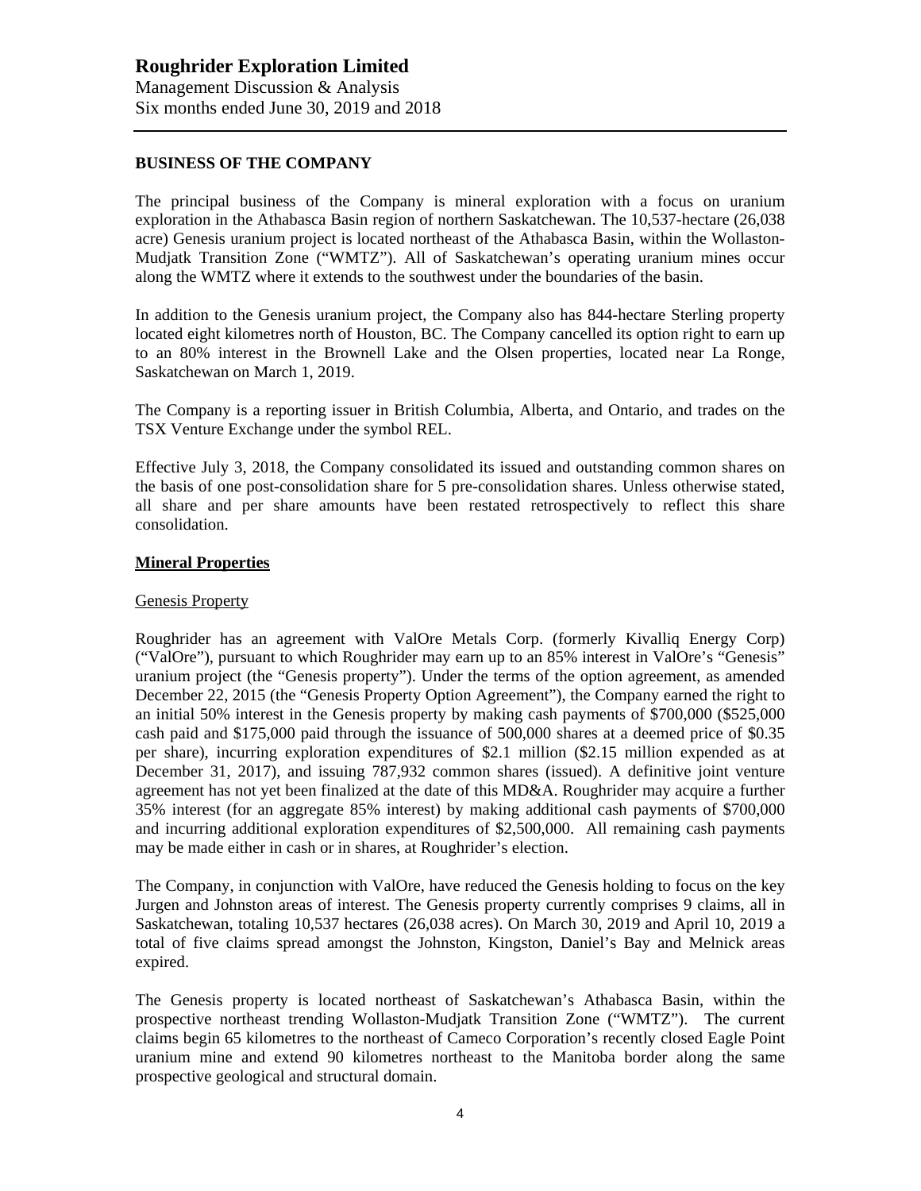# Roughrider Exploration Limited

Management Discussion & Analysis
Six months ended June 30, 2019 and 2018

## BUSINESS OF THE COMPANY

The principal business of the Company is mineral exploration with a focus on uranium exploration in the Athabasca Basin region of northern Saskatchewan. The 10,537-hectare (26,038 acre) Genesis uranium project is located northeast of the Athabasca Basin, within the Wollaston-Mudjatk Transition Zone ("WMTZ"). All of Saskatchewan's operating uranium mines occur along the WMTZ where it extends to the southwest under the boundaries of the basin.

In addition to the Genesis uranium project, the Company also has 844-hectare Sterling property located eight kilometres north of Houston, BC. The Company cancelled its option right to earn up to an 80% interest in the Brownell Lake and the Olsen properties, located near La Ronge, Saskatchewan on March 1, 2019.

The Company is a reporting issuer in British Columbia, Alberta, and Ontario, and trades on the TSX Venture Exchange under the symbol REL.

Effective July 3, 2018, the Company consolidated its issued and outstanding common shares on the basis of one post-consolidation share for 5 pre-consolidation shares. Unless otherwise stated, all share and per share amounts have been restated retrospectively to reflect this share consolidation.

### Mineral Properties

#### Genesis Property

Roughrider has an agreement with ValOre Metals Corp. (formerly Kivalliq Energy Corp) ("ValOre"), pursuant to which Roughrider may earn up to an 85% interest in ValOre's "Genesis" uranium project (the "Genesis property"). Under the terms of the option agreement, as amended December 22, 2015 (the "Genesis Property Option Agreement"), the Company earned the right to an initial 50% interest in the Genesis property by making cash payments of $700,000 ($525,000 cash paid and $175,000 paid through the issuance of 500,000 shares at a deemed price of $0.35 per share), incurring exploration expenditures of $2.1 million ($2.15 million expended as at December 31, 2017), and issuing 787,932 common shares (issued). A definitive joint venture agreement has not yet been finalized at the date of this MD&A. Roughrider may acquire a further 35% interest (for an aggregate 85% interest) by making additional cash payments of $700,000 and incurring additional exploration expenditures of $2,500,000. All remaining cash payments may be made either in cash or in shares, at Roughrider's election.

The Company, in conjunction with ValOre, have reduced the Genesis holding to focus on the key Jurgen and Johnston areas of interest. The Genesis property currently comprises 9 claims, all in Saskatchewan, totaling 10,537 hectares (26,038 acres). On March 30, 2019 and April 10, 2019 a total of five claims spread amongst the Johnston, Kingston, Daniel's Bay and Melnick areas expired.

The Genesis property is located northeast of Saskatchewan's Athabasca Basin, within the prospective northeast trending Wollaston-Mudjatk Transition Zone ("WMTZ"). The current claims begin 65 kilometres to the northeast of Cameco Corporation's recently closed Eagle Point uranium mine and extend 90 kilometres northeast to the Manitoba border along the same prospective geological and structural domain.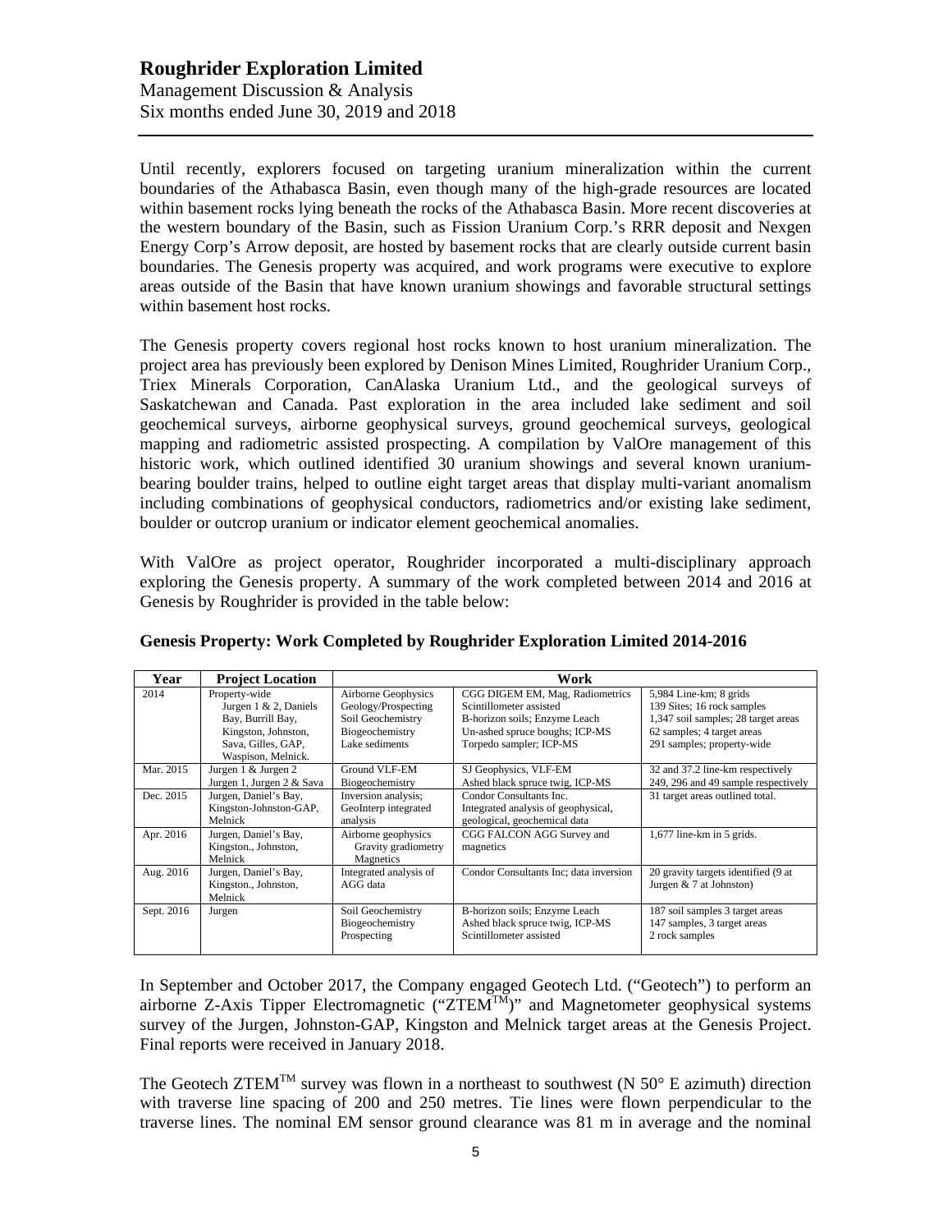Until recently, explorers focused on targeting uranium mineralization within the current boundaries of the Athabasca Basin, even though many of the high-grade resources are located within basement rocks lying beneath the rocks of the Athabasca Basin. More recent discoveries at the western boundary of the Basin, such as Fission Uranium Corp.'s RRR deposit and Nexgen Energy Corp's Arrow deposit, are hosted by basement rocks that are clearly outside current basin boundaries. The Genesis property was acquired, and work programs were executive to explore areas outside of the Basin that have known uranium showings and favorable structural settings within basement host rocks.

The Genesis property covers regional host rocks known to host uranium mineralization. The project area has previously been explored by Denison Mines Limited, Roughrider Uranium Corp., Triex Minerals Corporation, CanAlaska Uranium Ltd., and the geological surveys of Saskatchewan and Canada. Past exploration in the area included lake sediment and soil geochemical surveys, airborne geophysical surveys, ground geochemical surveys, geological mapping and radiometric assisted prospecting. A compilation by ValOre management of this historic work, which outlined identified 30 uranium showings and several known uranium-bearing boulder trains, helped to outline eight target areas that display multi-variant anomalism including combinations of geophysical conductors, radiometrics and/or existing lake sediment, boulder or outcrop uranium or indicator element geochemical anomalies.

With ValOre as project operator, Roughrider incorporated a multi-disciplinary approach exploring the Genesis property. A summary of the work completed between 2014 and 2016 at Genesis by Roughrider is provided in the table below:

**Genesis Property: Work Completed by Roughrider Exploration Limited 2014-2016**

| Year | Project Location | Work | | |
|---|---|---|---|---|
| 2014 | Property-wide Jurgen 1 & 2, Daniels Bay, Burrill Bay, Kingston, Johnston, Sava, Gilles, GAP, Waspison, Melnick. | Airborne Geophysics<br>Geology/Prospecting<br>Soil Geochemistry<br>Biogeochemistry<br>Lake sediments | CGG DIGEM EM, Mag, Radiometrics<br>Scintillometer assisted<br>B-horizon soils; Enzyme Leach<br>Un-ashed spruce boughs; ICP-MS<br>Torpedo sampler; ICP-MS | 5,984 Line-km; 8 grids<br>139 Sites; 16 rock samples<br>1,347 soil samples; 28 target areas<br>62 samples; 4 target areas<br>291 samples; property-wide |
| Mar. 2015 | Jurgen 1 & Jurgen 2<br>Jurgen 1, Jurgen 2 & Sava | Ground VLF-EM<br>Biogeochemistry | SJ Geophysics, VLF-EM<br>Ashed black spruce twig, ICP-MS | 32 and 37.2 line-km respectively<br>249, 296 and 49 sample respectively |
| Dec. 2015 | Jurgen, Daniel's Bay, Kingston-Johnston-GAP, Melnick | Inversion analysis; GeoInterp integrated analysis | Condor Consultants Inc. Integrated analysis of geophysical, geological, geochemical data | 31 target areas outlined total. |
| Apr. 2016 | Jurgen, Daniel's Bay, Kingston., Johnston, Melnick | Airborne geophysics<br>Gravity gradiometry<br>Magnetics | CGG FALCON AGG Survey and magnetics | 1,677 line-km in 5 grids. |
| Aug. 2016 | Jurgen, Daniel's Bay, Kingston., Johnston, Melnick | Integrated analysis of AGG data | Condor Consultants Inc; data inversion | 20 gravity targets identified (9 at Jurgen & 7 at Johnston) |
| Sept. 2016 | Jurgen | Soil Geochemistry<br>Biogeochemistry<br>Prospecting | B-horizon soils; Enzyme Leach<br>Ashed black spruce twig, ICP-MS<br>Scintillometer assisted | 187 soil samples 3 target areas<br>147 samples, 3 target areas<br>2 rock samples |

In September and October 2017, the Company engaged Geotech Ltd. ("Geotech") to perform an airborne Z-Axis Tipper Electromagnetic ("ZTEM™)" and Magnetometer geophysical systems survey of the Jurgen, Johnston-GAP, Kingston and Melnick target areas at the Genesis Project. Final reports were received in January 2018.

The Geotech ZTEM™ survey was flown in a northeast to southwest (N 50° E azimuth) direction with traverse line spacing of 200 and 250 metres. Tie lines were flown perpendicular to the traverse lines. The nominal EM sensor ground clearance was 81 m in average and the nominal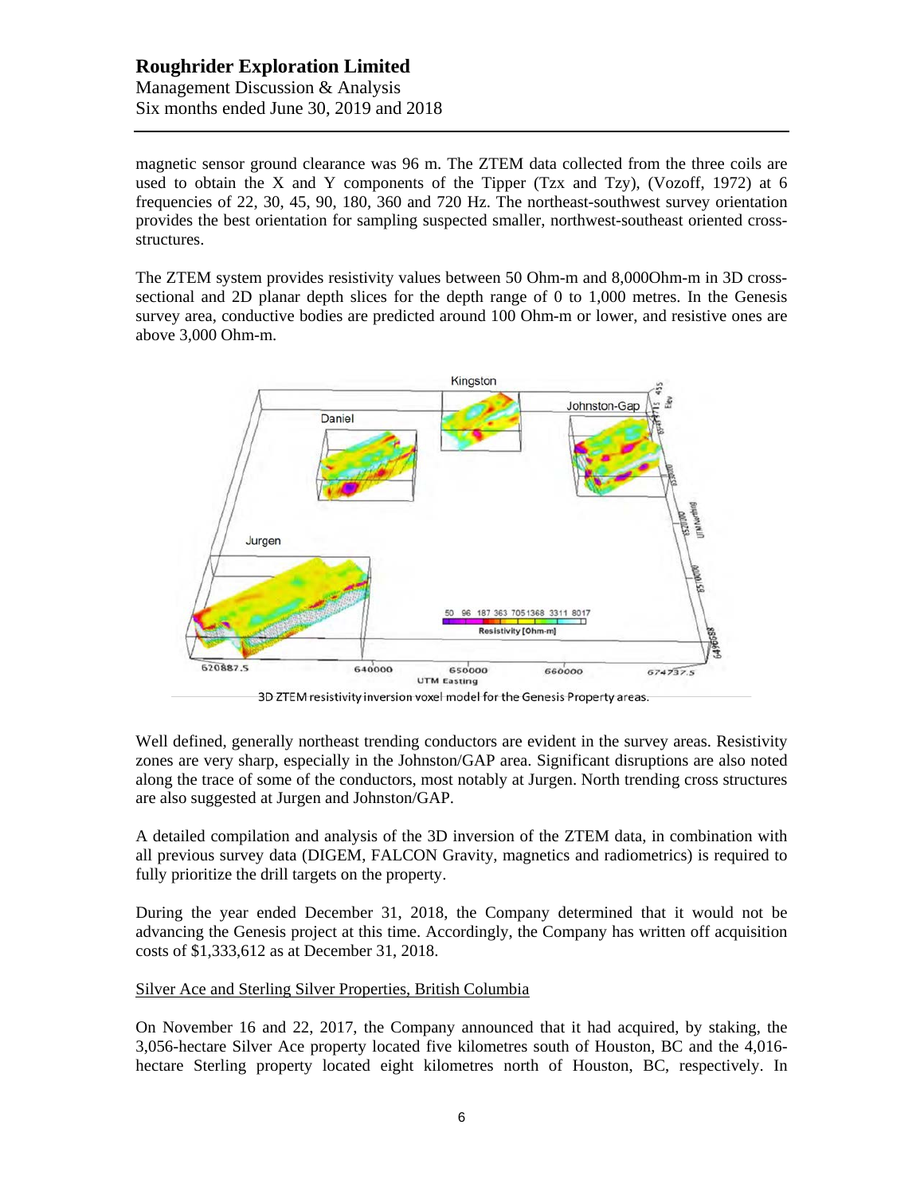magnetic sensor ground clearance was 96 m. The ZTEM data collected from the three coils are used to obtain the X and Y components of the Tipper (Tzx and Tzy), (Vozoff, 1972) at 6 frequencies of 22, 30, 45, 90, 180, 360 and 720 Hz. The northeast-southwest survey orientation provides the best orientation for sampling suspected smaller, northwest-southeast oriented cross-structures.

The ZTEM system provides resistivity values between 50 Ohm-m and 8,000Ohm-m in 3D cross-sectional and 2D planar depth slices for the depth range of 0 to 1,000 metres. In the Genesis survey area, conductive bodies are predicted around 100 Ohm-m or lower, and resistive ones are above 3,000 Ohm-m.

3D ZTEM resistivity inversion voxel model for the Genesis Property areas.

Well defined, generally northeast trending conductors are evident in the survey areas. Resistivity zones are very sharp, especially in the Johnston/GAP area. Significant disruptions are also noted along the trace of some of the conductors, most notably at Jurgen. North trending cross structures are also suggested at Jurgen and Johnston/GAP.

A detailed compilation and analysis of the 3D inversion of the ZTEM data, in combination with all previous survey data (DIGEM, FALCON Gravity, magnetics and radiometrics) is required to fully prioritize the drill targets on the property.

During the year ended December 31, 2018, the Company determined that it would not be advancing the Genesis project at this time. Accordingly, the Company has written off acquisition costs of $1,333,612 as at December 31, 2018.

Silver Ace and Sterling Silver Properties, British Columbia

On November 16 and 22, 2017, the Company announced that it had acquired, by staking, the 3,056-hectare Silver Ace property located five kilometres south of Houston, BC and the 4,016-hectare Sterling property located eight kilometres north of Houston, BC, respectively. In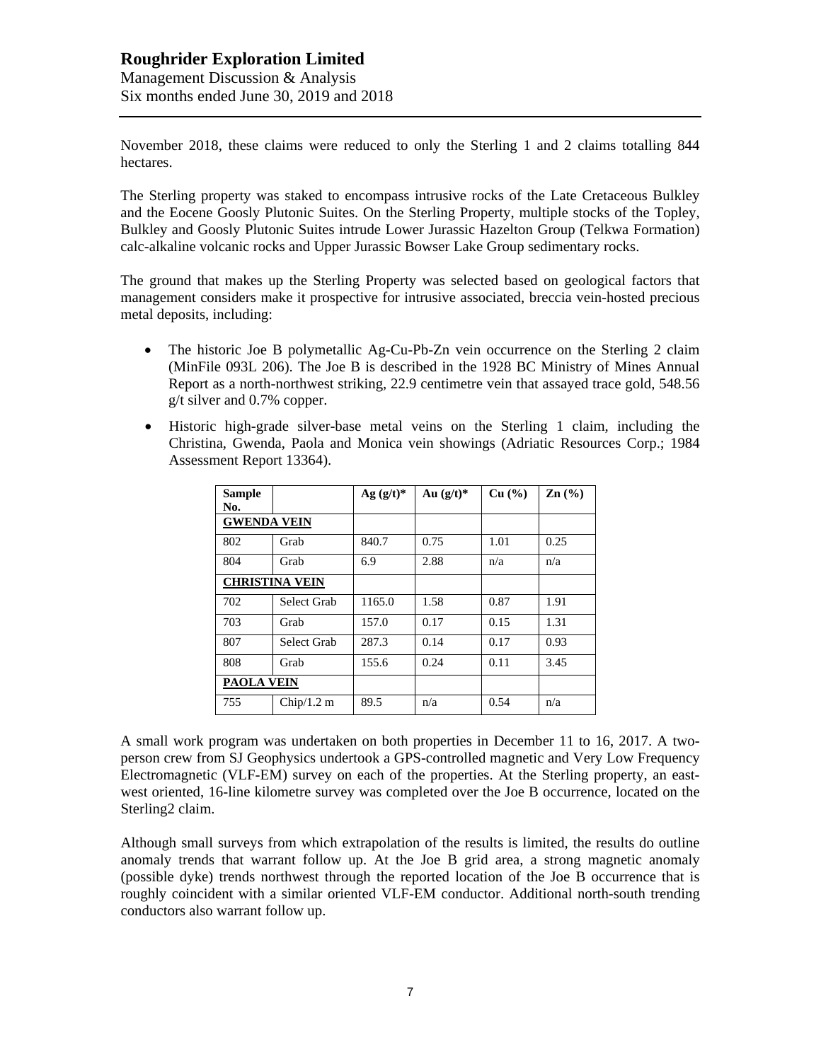November 2018, these claims were reduced to only the Sterling 1 and 2 claims totalling 844 hectares.

The Sterling property was staked to encompass intrusive rocks of the Late Cretaceous Bulkley and the Eocene Goosly Plutonic Suites. On the Sterling Property, multiple stocks of the Topley, Bulkley and Goosly Plutonic Suites intrude Lower Jurassic Hazelton Group (Telkwa Formation) calc-alkaline volcanic rocks and Upper Jurassic Bowser Lake Group sedimentary rocks.

The ground that makes up the Sterling Property was selected based on geological factors that management considers make it prospective for intrusive associated, breccia vein-hosted precious metal deposits, including:

- The historic Joe B polymetallic Ag-Cu-Pb-Zn vein occurrence on the Sterling 2 claim (MinFile 093L 206). The Joe B is described in the 1928 BC Ministry of Mines Annual Report as a north-northwest striking, 22.9 centimetre vein that assayed trace gold, 548.56 g/t silver and 0.7% copper.
- Historic high-grade silver-base metal veins on the Sterling 1 claim, including the Christina, Gwenda, Paola and Monica vein showings (Adriatic Resources Corp.; 1984 Assessment Report 13364).

| Sample No. | | Ag (g/t)* | Au (g/t)* | Cu (%) | Zn (%) |
|---|---|---|---|---|---|
| **GWENDA VEIN** | | | | | |
| 802 | Grab | 840.7 | 0.75 | 1.01 | 0.25 |
| 804 | Grab | 6.9 | 2.88 | n/a | n/a |
| **CHRISTINA VEIN** | | | | | |
| 702 | Select Grab | 1165.0 | 1.58 | 0.87 | 1.91 |
| 703 | Grab | 157.0 | 0.17 | 0.15 | 1.31 |
| 807 | Select Grab | 287.3 | 0.14 | 0.17 | 0.93 |
| 808 | Grab | 155.6 | 0.24 | 0.11 | 3.45 |
| **PAOLA VEIN** | | | | | |
| 755 | Chip/1.2 m | 89.5 | n/a | 0.54 | n/a |

A small work program was undertaken on both properties in December 11 to 16, 2017. A two-person crew from SJ Geophysics undertook a GPS-controlled magnetic and Very Low Frequency Electromagnetic (VLF-EM) survey on each of the properties. At the Sterling property, an east-west oriented, 16-line kilometre survey was completed over the Joe B occurrence, located on the Sterling2 claim.

Although small surveys from which extrapolation of the results is limited, the results do outline anomaly trends that warrant follow up. At the Joe B grid area, a strong magnetic anomaly (possible dyke) trends northwest through the reported location of the Joe B occurrence that is roughly coincident with a similar oriented VLF-EM conductor. Additional north-south trending conductors also warrant follow up.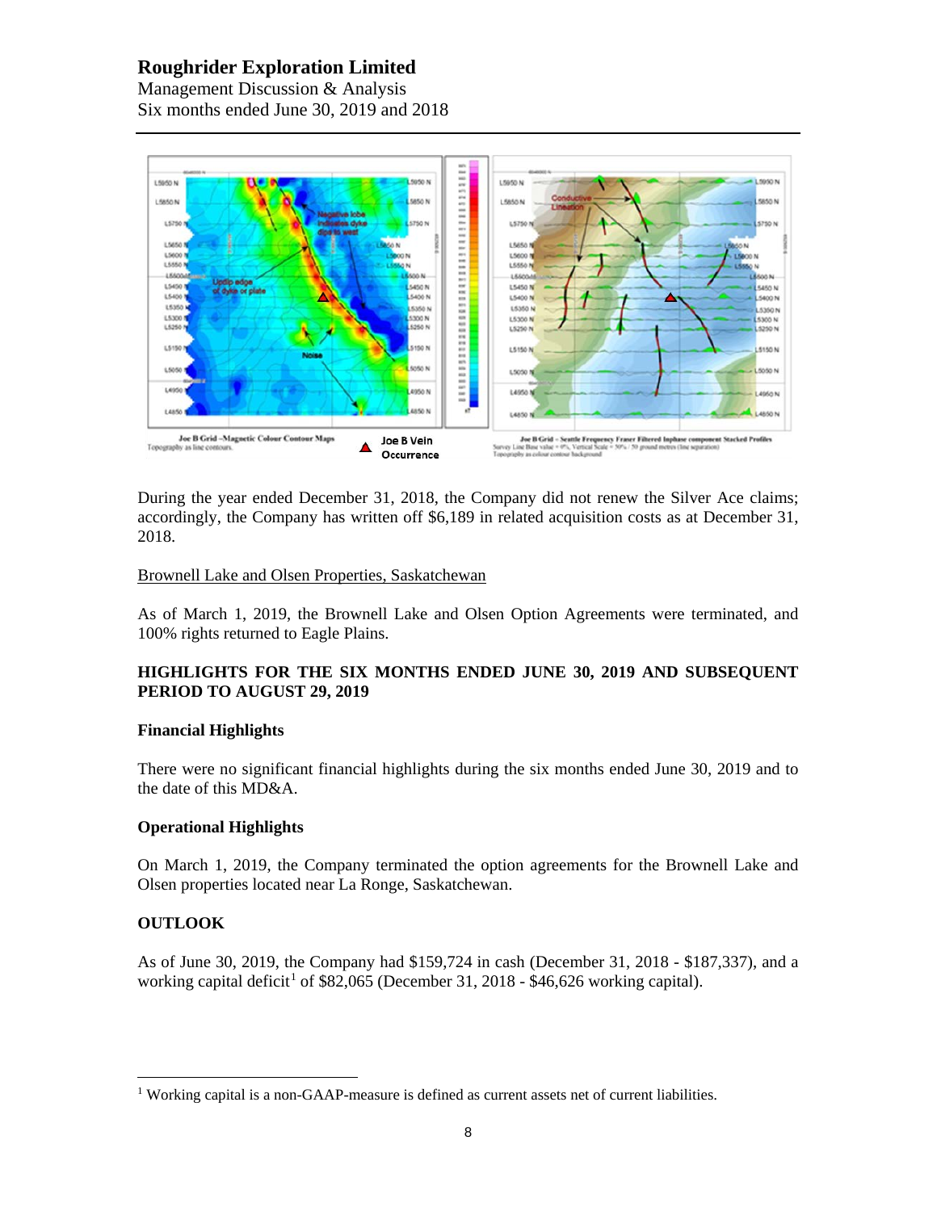During the year ended December 31, 2018, the Company did not renew the Silver Ace claims; accordingly, the Company has written off $6,189 in related acquisition costs as at December 31, 2018.

Brownell Lake and Olsen Properties, Saskatchewan

As of March 1, 2019, the Brownell Lake and Olsen Option Agreements were terminated, and 100% rights returned to Eagle Plains.

**HIGHLIGHTS FOR THE SIX MONTHS ENDED JUNE 30, 2019 AND SUBSEQUENT PERIOD TO AUGUST 29, 2019**

**Financial Highlights**

There were no significant financial highlights during the six months ended June 30, 2019 and to the date of this MD&A.

**Operational Highlights**

On March 1, 2019, the Company terminated the option agreements for the Brownell Lake and Olsen properties located near La Ronge, Saskatchewan.

**OUTLOOK**

As of June 30, 2019, the Company had $159,724 in cash (December 31, 2018 - $187,337), and a working capital deficit[1] of $82,065 (December 31, 2018 - $46,626 working capital).

[1] Working capital is a non-GAAP-measure is defined as current assets net of current liabilities.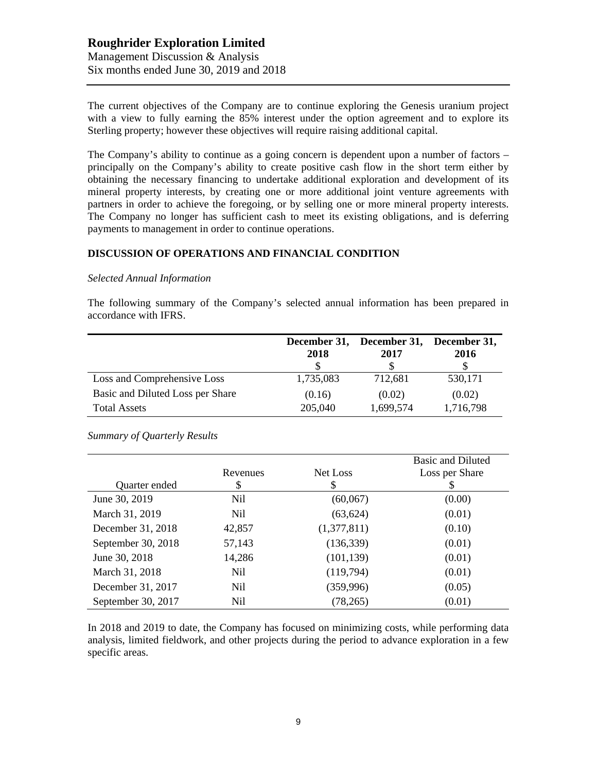The current objectives of the Company are to continue exploring the Genesis uranium project with a view to fully earning the 85% interest under the option agreement and to explore its Sterling property; however these objectives will require raising additional capital.

The Company's ability to continue as a going concern is dependent upon a number of factors – principally on the Company's ability to create positive cash flow in the short term either by obtaining the necessary financing to undertake additional exploration and development of its mineral property interests, by creating one or more additional joint venture agreements with partners in order to achieve the foregoing, or by selling one or more mineral property interests. The Company no longer has sufficient cash to meet its existing obligations, and is deferring payments to management in order to continue operations.

## DISCUSSION OF OPERATIONS AND FINANCIAL CONDITION

*Selected Annual Information*

The following summary of the Company's selected annual information has been prepared in accordance with IFRS.

| | December 31, 2018 $ | December 31, 2017 $ | December 31, 2016 $ |
|---|---|---|---|
| Loss and Comprehensive Loss | 1,735,083 | 712,681 | 530,171 |
| Basic and Diluted Loss per Share | (0.16) | (0.02) | (0.02) |
| Total Assets | 205,040 | 1,699,574 | 1,716,798 |

*Summary of Quarterly Results*

| Quarter ended | Revenues $ | Net Loss $ | Basic and Diluted Loss per Share $ |
|---|---|---|---|
| June 30, 2019 | Nil | (60,067) | (0.00) |
| March 31, 2019 | Nil | (63,624) | (0.01) |
| December 31, 2018 | 42,857 | (1,377,811) | (0.10) |
| September 30, 2018 | 57,143 | (136,339) | (0.01) |
| June 30, 2018 | 14,286 | (101,139) | (0.01) |
| March 31, 2018 | Nil | (119,794) | (0.01) |
| December 31, 2017 | Nil | (359,996) | (0.05) |
| September 30, 2017 | Nil | (78,265) | (0.01) |

In 2018 and 2019 to date, the Company has focused on minimizing costs, while performing data analysis, limited fieldwork, and other projects during the period to advance exploration in a few specific areas.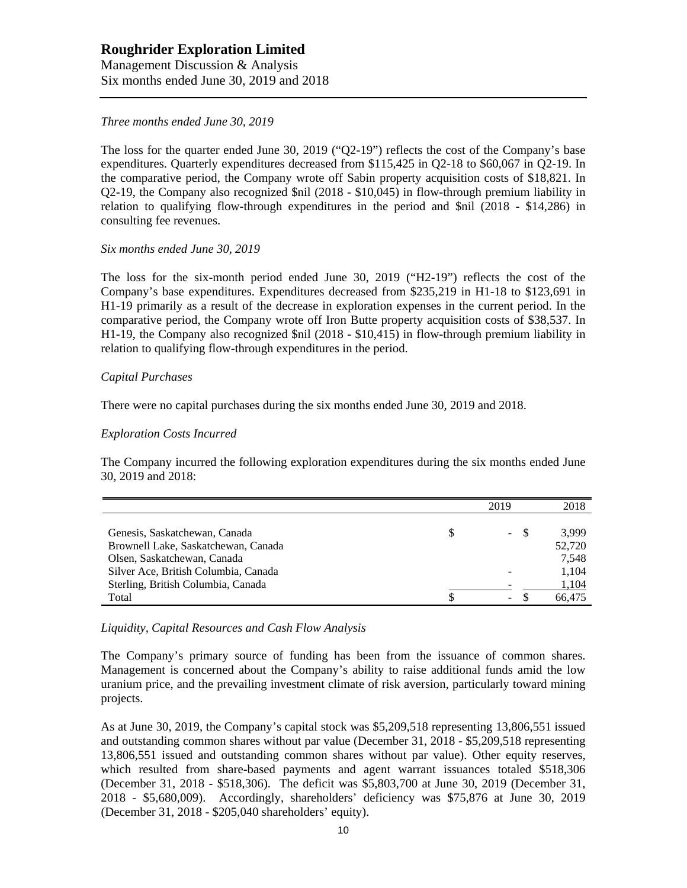*Three months ended June 30, 2019*

The loss for the quarter ended June 30, 2019 ("Q2-19") reflects the cost of the Company's base expenditures. Quarterly expenditures decreased from $115,425 in Q2-18 to $60,067 in Q2-19. In the comparative period, the Company wrote off Sabin property acquisition costs of $18,821. In Q2-19, the Company also recognized $nil (2018 - $10,045) in flow-through premium liability in relation to qualifying flow-through expenditures in the period and $nil (2018 - $14,286) in consulting fee revenues.

*Six months ended June 30, 2019*

The loss for the six-month period ended June 30, 2019 ("H2-19") reflects the cost of the Company's base expenditures. Expenditures decreased from $235,219 in H1-18 to $123,691 in H1-19 primarily as a result of the decrease in exploration expenses in the current period. In the comparative period, the Company wrote off Iron Butte property acquisition costs of $38,537. In H1-19, the Company also recognized $nil (2018 - $10,415) in flow-through premium liability in relation to qualifying flow-through expenditures in the period.

*Capital Purchases*

There were no capital purchases during the six months ended June 30, 2019 and 2018.

*Exploration Costs Incurred*

The Company incurred the following exploration expenditures during the six months ended June 30, 2019 and 2018:

| | 2019 | 2018 |
|---|---|---|
| Genesis, Saskatchewan, Canada | $ - | $ 3,999 |
| Brownell Lake, Saskatchewan, Canada | | 52,720 |
| Olsen, Saskatchewan, Canada | | 7,548 |
| Silver Ace, British Columbia, Canada | - | 1,104 |
| Sterling, British Columbia, Canada | - | 1,104 |
| Total | $ - | $ 66,475 |

*Liquidity, Capital Resources and Cash Flow Analysis*

The Company's primary source of funding has been from the issuance of common shares. Management is concerned about the Company's ability to raise additional funds amid the low uranium price, and the prevailing investment climate of risk aversion, particularly toward mining projects.

As at June 30, 2019, the Company's capital stock was $5,209,518 representing 13,806,551 issued and outstanding common shares without par value (December 31, 2018 - $5,209,518 representing 13,806,551 issued and outstanding common shares without par value). Other equity reserves, which resulted from share-based payments and agent warrant issuances totaled $518,306 (December 31, 2018 - $518,306). The deficit was $5,803,700 at June 30, 2019 (December 31, 2018 - $5,680,009). Accordingly, shareholders' deficiency was $75,876 at June 30, 2019 (December 31, 2018 - $205,040 shareholders' equity).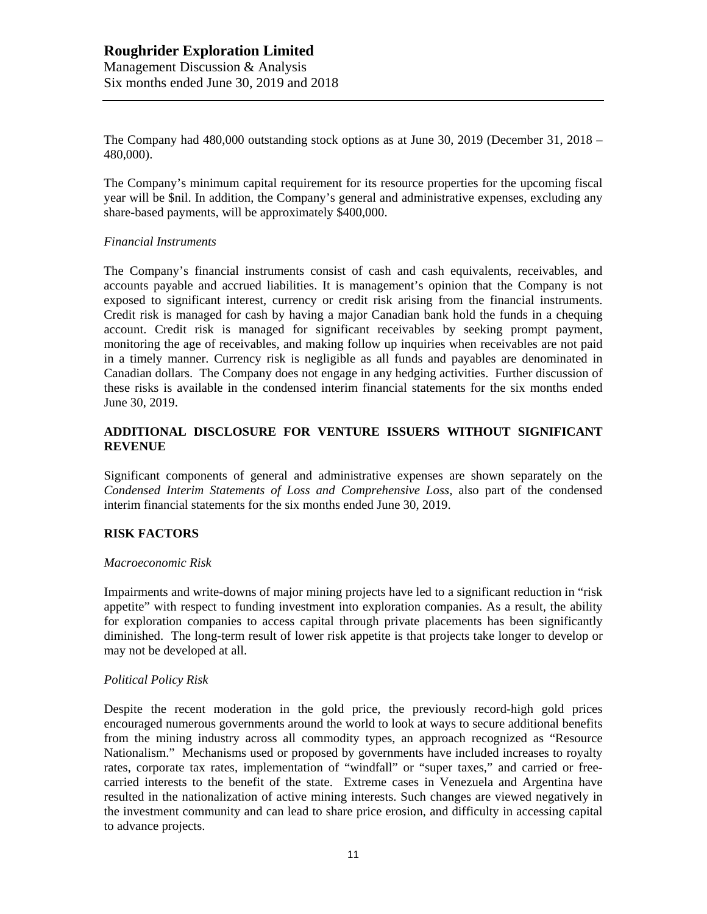The Company had 480,000 outstanding stock options as at June 30, 2019 (December 31, 2018 – 480,000).

The Company's minimum capital requirement for its resource properties for the upcoming fiscal year will be $nil. In addition, the Company's general and administrative expenses, excluding any share-based payments, will be approximately $400,000.

*Financial Instruments*

The Company's financial instruments consist of cash and cash equivalents, receivables, and accounts payable and accrued liabilities. It is management's opinion that the Company is not exposed to significant interest, currency or credit risk arising from the financial instruments. Credit risk is managed for cash by having a major Canadian bank hold the funds in a chequing account. Credit risk is managed for significant receivables by seeking prompt payment, monitoring the age of receivables, and making follow up inquiries when receivables are not paid in a timely manner. Currency risk is negligible as all funds and payables are denominated in Canadian dollars. The Company does not engage in any hedging activities. Further discussion of these risks is available in the condensed interim financial statements for the six months ended June 30, 2019.

## ADDITIONAL DISCLOSURE FOR VENTURE ISSUERS WITHOUT SIGNIFICANT REVENUE

Significant components of general and administrative expenses are shown separately on the *Condensed Interim Statements of Loss and Comprehensive Loss*, also part of the condensed interim financial statements for the six months ended June 30, 2019.

## RISK FACTORS

*Macroeconomic Risk*

Impairments and write-downs of major mining projects have led to a significant reduction in "risk appetite" with respect to funding investment into exploration companies. As a result, the ability for exploration companies to access capital through private placements has been significantly diminished. The long-term result of lower risk appetite is that projects take longer to develop or may not be developed at all.

*Political Policy Risk*

Despite the recent moderation in the gold price, the previously record-high gold prices encouraged numerous governments around the world to look at ways to secure additional benefits from the mining industry across all commodity types, an approach recognized as "Resource Nationalism." Mechanisms used or proposed by governments have included increases to royalty rates, corporate tax rates, implementation of "windfall" or "super taxes," and carried or free-carried interests to the benefit of the state. Extreme cases in Venezuela and Argentina have resulted in the nationalization of active mining interests. Such changes are viewed negatively in the investment community and can lead to share price erosion, and difficulty in accessing capital to advance projects.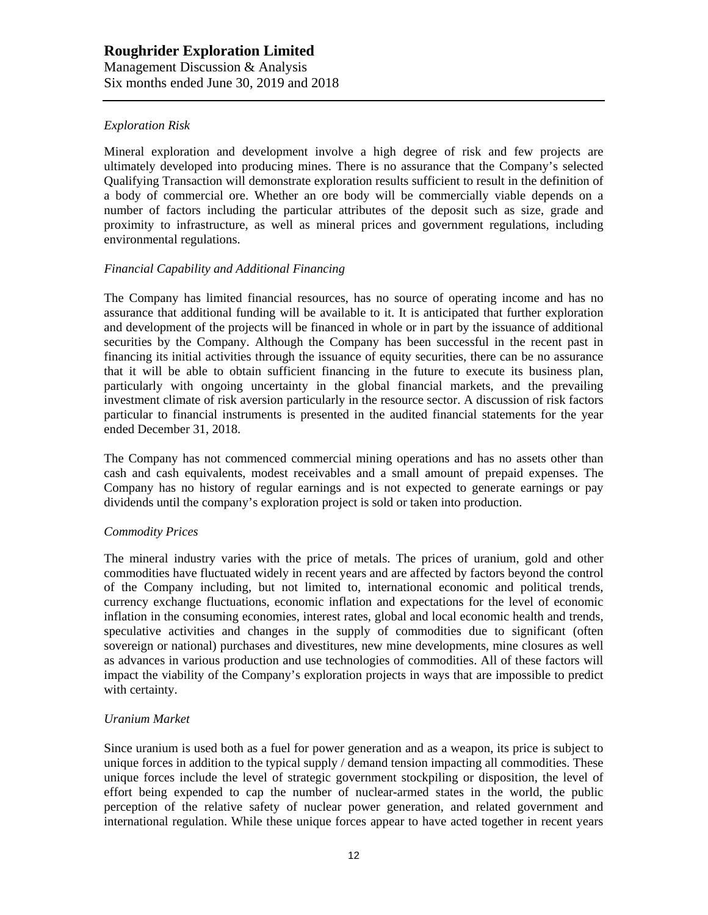*Exploration Risk*

Mineral exploration and development involve a high degree of risk and few projects are ultimately developed into producing mines. There is no assurance that the Company's selected Qualifying Transaction will demonstrate exploration results sufficient to result in the definition of a body of commercial ore. Whether an ore body will be commercially viable depends on a number of factors including the particular attributes of the deposit such as size, grade and proximity to infrastructure, as well as mineral prices and government regulations, including environmental regulations.

*Financial Capability and Additional Financing*

The Company has limited financial resources, has no source of operating income and has no assurance that additional funding will be available to it. It is anticipated that further exploration and development of the projects will be financed in whole or in part by the issuance of additional securities by the Company. Although the Company has been successful in the recent past in financing its initial activities through the issuance of equity securities, there can be no assurance that it will be able to obtain sufficient financing in the future to execute its business plan, particularly with ongoing uncertainty in the global financial markets, and the prevailing investment climate of risk aversion particularly in the resource sector. A discussion of risk factors particular to financial instruments is presented in the audited financial statements for the year ended December 31, 2018.

The Company has not commenced commercial mining operations and has no assets other than cash and cash equivalents, modest receivables and a small amount of prepaid expenses. The Company has no history of regular earnings and is not expected to generate earnings or pay dividends until the company's exploration project is sold or taken into production.

*Commodity Prices*

The mineral industry varies with the price of metals. The prices of uranium, gold and other commodities have fluctuated widely in recent years and are affected by factors beyond the control of the Company including, but not limited to, international economic and political trends, currency exchange fluctuations, economic inflation and expectations for the level of economic inflation in the consuming economies, interest rates, global and local economic health and trends, speculative activities and changes in the supply of commodities due to significant (often sovereign or national) purchases and divestitures, new mine developments, mine closures as well as advances in various production and use technologies of commodities. All of these factors will impact the viability of the Company's exploration projects in ways that are impossible to predict with certainty.

*Uranium Market*

Since uranium is used both as a fuel for power generation and as a weapon, its price is subject to unique forces in addition to the typical supply / demand tension impacting all commodities. These unique forces include the level of strategic government stockpiling or disposition, the level of effort being expended to cap the number of nuclear-armed states in the world, the public perception of the relative safety of nuclear power generation, and related government and international regulation. While these unique forces appear to have acted together in recent years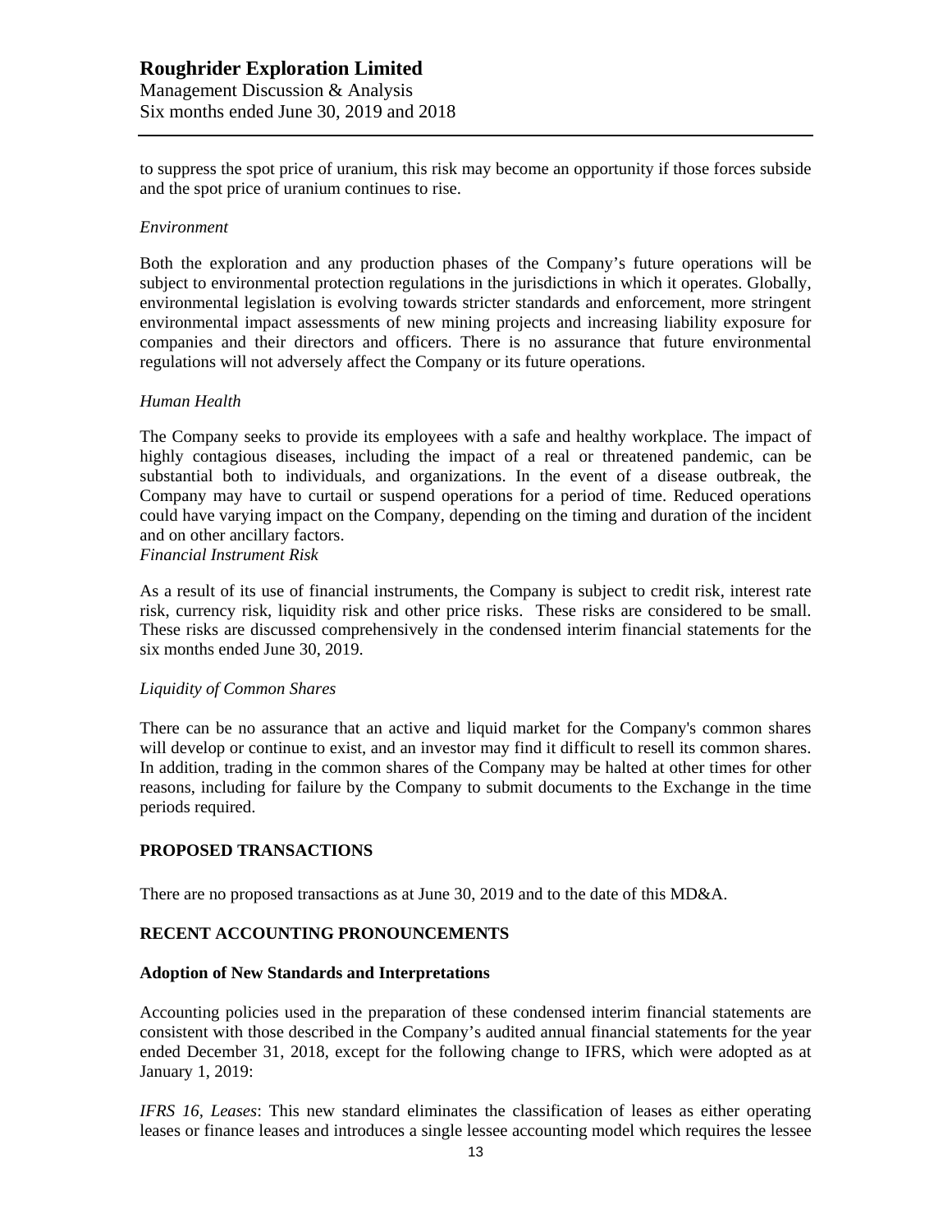to suppress the spot price of uranium, this risk may become an opportunity if those forces subside and the spot price of uranium continues to rise.

*Environment*

Both the exploration and any production phases of the Company's future operations will be subject to environmental protection regulations in the jurisdictions in which it operates. Globally, environmental legislation is evolving towards stricter standards and enforcement, more stringent environmental impact assessments of new mining projects and increasing liability exposure for companies and their directors and officers. There is no assurance that future environmental regulations will not adversely affect the Company or its future operations.

*Human Health*

The Company seeks to provide its employees with a safe and healthy workplace. The impact of highly contagious diseases, including the impact of a real or threatened pandemic, can be substantial both to individuals, and organizations. In the event of a disease outbreak, the Company may have to curtail or suspend operations for a period of time. Reduced operations could have varying impact on the Company, depending on the timing and duration of the incident and on other ancillary factors.

*Financial Instrument Risk*

As a result of its use of financial instruments, the Company is subject to credit risk, interest rate risk, currency risk, liquidity risk and other price risks. These risks are considered to be small. These risks are discussed comprehensively in the condensed interim financial statements for the six months ended June 30, 2019.

*Liquidity of Common Shares*

There can be no assurance that an active and liquid market for the Company's common shares will develop or continue to exist, and an investor may find it difficult to resell its common shares. In addition, trading in the common shares of the Company may be halted at other times for other reasons, including for failure by the Company to submit documents to the Exchange in the time periods required.

## PROPOSED TRANSACTIONS

There are no proposed transactions as at June 30, 2019 and to the date of this MD&A.

## RECENT ACCOUNTING PRONOUNCEMENTS

### Adoption of New Standards and Interpretations

Accounting policies used in the preparation of these condensed interim financial statements are consistent with those described in the Company's audited annual financial statements for the year ended December 31, 2018, except for the following change to IFRS, which were adopted as at January 1, 2019:

*IFRS 16, Leases*: This new standard eliminates the classification of leases as either operating leases or finance leases and introduces a single lessee accounting model which requires the lessee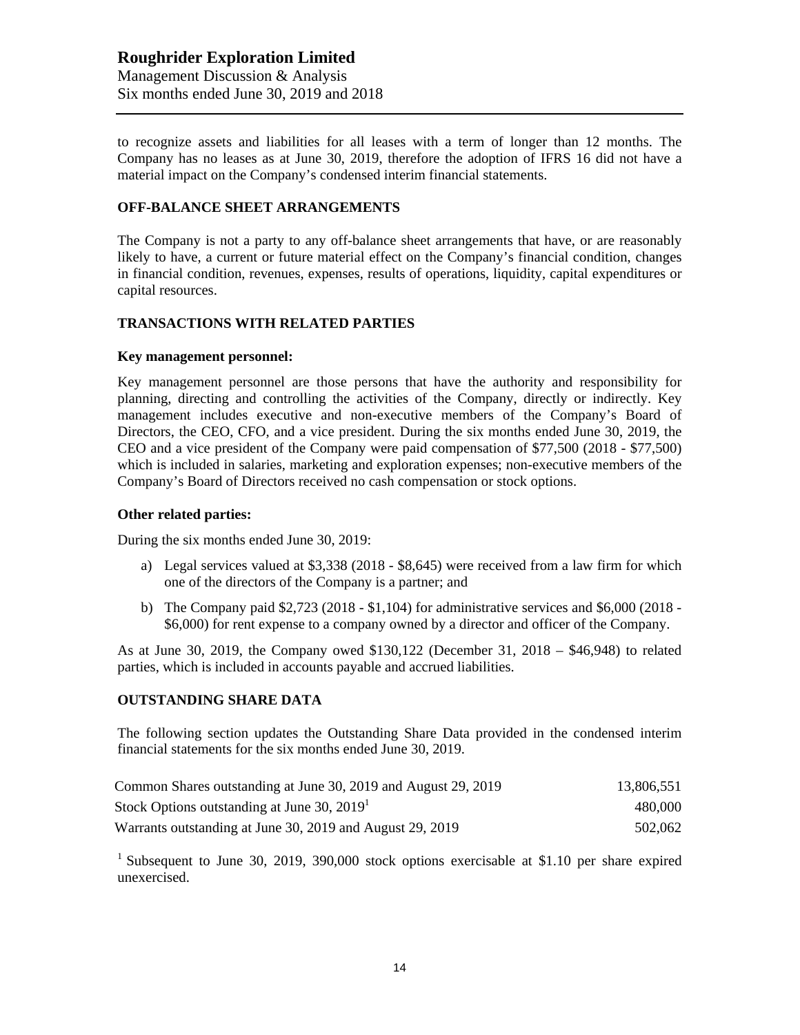to recognize assets and liabilities for all leases with a term of longer than 12 months. The Company has no leases as at June 30, 2019, therefore the adoption of IFRS 16 did not have a material impact on the Company's condensed interim financial statements.

## OFF-BALANCE SHEET ARRANGEMENTS

The Company is not a party to any off-balance sheet arrangements that have, or are reasonably likely to have, a current or future material effect on the Company's financial condition, changes in financial condition, revenues, expenses, results of operations, liquidity, capital expenditures or capital resources.

## TRANSACTIONS WITH RELATED PARTIES

### Key management personnel:

Key management personnel are those persons that have the authority and responsibility for planning, directing and controlling the activities of the Company, directly or indirectly. Key management includes executive and non-executive members of the Company's Board of Directors, the CEO, CFO, and a vice president. During the six months ended June 30, 2019, the CEO and a vice president of the Company were paid compensation of $77,500 (2018 - $77,500) which is included in salaries, marketing and exploration expenses; non-executive members of the Company's Board of Directors received no cash compensation or stock options.

### Other related parties:

During the six months ended June 30, 2019:

a) Legal services valued at $3,338 (2018 - $8,645) were received from a law firm for which one of the directors of the Company is a partner; and

b) The Company paid $2,723 (2018 - $1,104) for administrative services and $6,000 (2018 - $6,000) for rent expense to a company owned by a director and officer of the Company.

As at June 30, 2019, the Company owed $130,122 (December 31, 2018 – $46,948) to related parties, which is included in accounts payable and accrued liabilities.

## OUTSTANDING SHARE DATA

The following section updates the Outstanding Share Data provided in the condensed interim financial statements for the six months ended June 30, 2019.

| | |
|---|---|
| Common Shares outstanding at June 30, 2019 and August 29, 2019 | 13,806,551 |
| Stock Options outstanding at June 30, 2019[1] | 480,000 |
| Warrants outstanding at June 30, 2019 and August 29, 2019 | 502,062 |

[1] Subsequent to June 30, 2019, 390,000 stock options exercisable at $1.10 per share expired unexercised.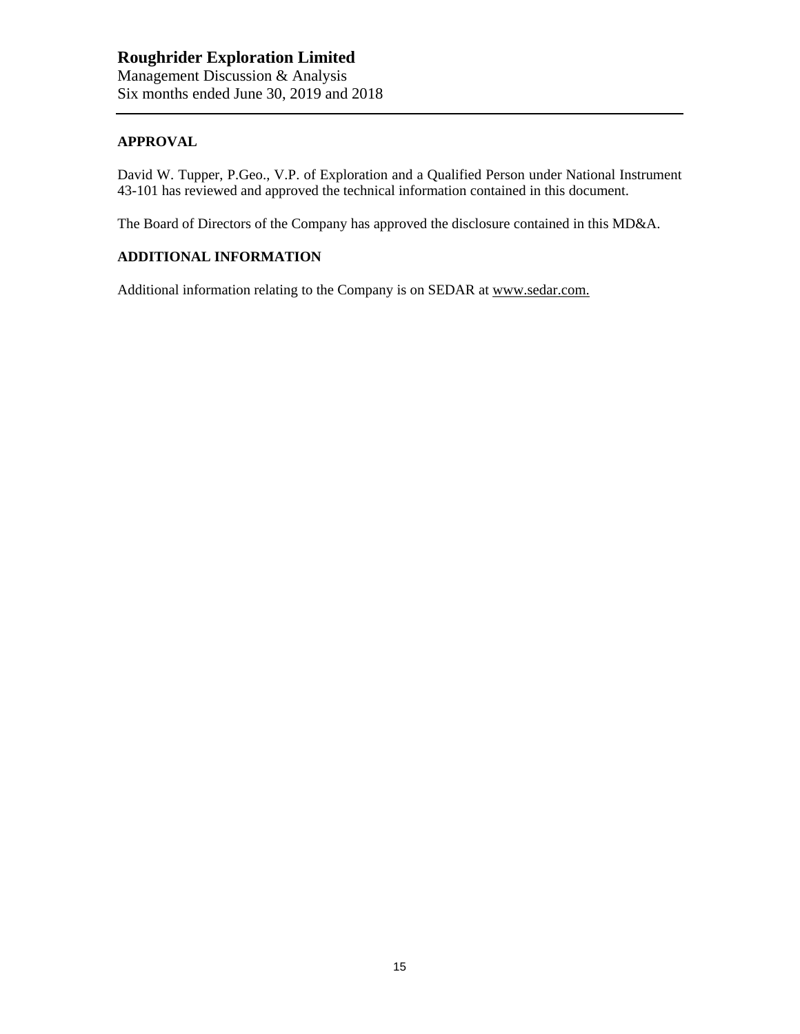## APPROVAL

David W. Tupper, P.Geo., V.P. of Exploration and a Qualified Person under National Instrument 43-101 has reviewed and approved the technical information contained in this document.

The Board of Directors of the Company has approved the disclosure contained in this MD&A.

## ADDITIONAL INFORMATION

Additional information relating to the Company is on SEDAR at www.sedar.com.